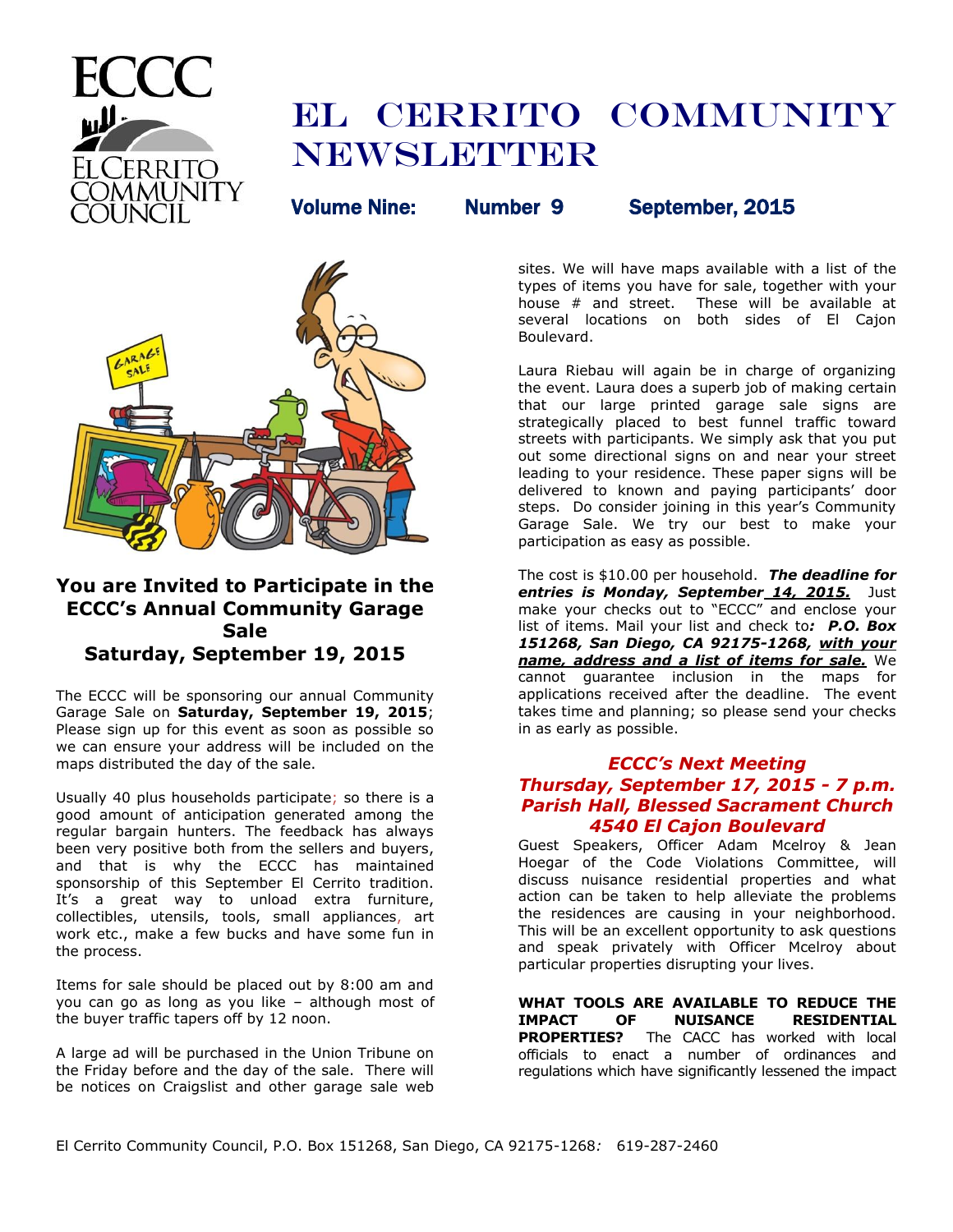# El Cerrito Community Newsletter

**Volume Nine: Number 9 September, 2015**

## You are Invited to Participate in the ECCC's Annual Community Garage Sale Saturday, September 19, 2015

The ECCC will be sponsoring our annual Community Garage Sale on **Saturday, September 19, 2015**; Please sign up for this event as soon as possible so we can ensure your address will be included on the maps distributed the day of the sale.

Usually 40 plus households participate; so there is a good amount of anticipation generated among the regular bargain hunters. The feedback has always been very positive both from the sellers and buyers, and that is why the ECCC has maintained sponsorship of this September El Cerrito tradition. It's a great way to unload extra furniture, collectibles, utensils, tools, small appliances, art work etc., make a few bucks and have some fun in the process.

Items for sale should be placed out by 8:00 am and you can go as long as you like – although most of the buyer traffic tapers off by 12 noon.

A large ad will be purchased in the Union Tribune on the Friday before and the day of the sale. There will be notices on Craigslist and other garage sale web sites. We will have maps available with a list of the types of items you have for sale, together with your house # and street. These will be available at several locations on both sides of El Cajon Boulevard.

Laura Riebau will again be in charge of organizing the event. Laura does a superb job of making certain that our large printed garage sale signs are strategically placed to best funnel traffic toward streets with participants. We simply ask that you put out some directional signs on and near your street leading to your residence. These paper signs will be delivered to known and paying participants' door steps. Do consider joining in this year's Community Garage Sale. We try our best to make your participation as easy as possible.

The cost is $10.00 per household. ***The deadline for entries is Monday, September 14, 2015.*** Just make your checks out to "ECCC" and enclose your list of items. Mail your list and check to***: P.O. Box 151268, San Diego, CA 92175-1268, with your name, address and a list of items for sale.*** We cannot guarantee inclusion in the maps for applications received after the deadline. The event takes time and planning; so please send your checks in as early as possible.

### *ECCC's Next Meeting*
### *Thursday, September 17, 2015 - 7 p.m.*
### *Parish Hall, Blessed Sacrament Church*
### *4540 El Cajon Boulevard*

Guest Speakers, Officer Adam Mcelroy & Jean Hoegar of the Code Violations Committee, will discuss nuisance residential properties and what action can be taken to help alleviate the problems the residences are causing in your neighborhood. This will be an excellent opportunity to ask questions and speak privately with Officer Mcelroy about particular properties disrupting your lives.

**WHAT TOOLS ARE AVAILABLE TO REDUCE THE IMPACT OF NUISANCE RESIDENTIAL PROPERTIES?** The CACC has worked with local officials to enact a number of ordinances and regulations which have significantly lessened the impact

El Cerrito Community Council, P.O. Box 151268, San Diego, CA 92175-1268: 619-287-2460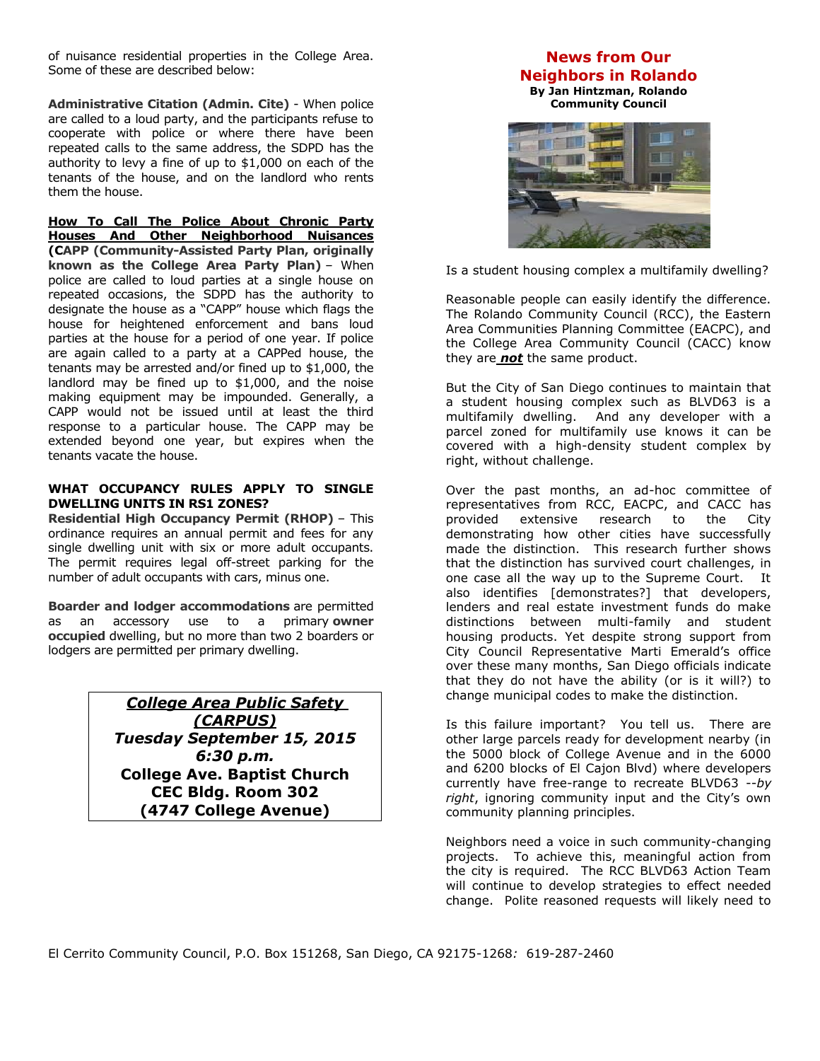of nuisance residential properties in the College Area. Some of these are described below:

**Administrative Citation (Admin. Cite)** - When police are called to a loud party, and the participants refuse to cooperate with police or where there have been repeated calls to the same address, the SDPD has the authority to levy a fine of up to $1,000 on each of the tenants of the house, and on the landlord who rents them the house.

**How To Call The Police About Chronic Party Houses And Other Neighborhood Nuisances**
**(CAPP (Community-Assisted Party Plan, originally known as the College Area Party Plan)** – When police are called to loud parties at a single house on repeated occasions, the SDPD has the authority to designate the house as a "CAPP" house which flags the house for heightened enforcement and bans loud parties at the house for a period of one year. If police are again called to a party at a CAPPed house, the tenants may be arrested and/or fined up to $1,000, the landlord may be fined up to $1,000, and the noise making equipment may be impounded. Generally, a CAPP would not be issued until at least the third response to a particular house. The CAPP may be extended beyond one year, but expires when the tenants vacate the house.

**WHAT OCCUPANCY RULES APPLY TO SINGLE DWELLING UNITS IN RS1 ZONES?**
**Residential High Occupancy Permit (RHOP)** – This ordinance requires an annual permit and fees for any single dwelling unit with six or more adult occupants. The permit requires legal off-street parking for the number of adult occupants with cars, minus one.

**Boarder and lodger accommodations** are permitted as an accessory use to a primary **owner occupied** dwelling, but no more than two 2 boarders or lodgers are permitted per primary dwelling.

> ***College Area Public Safety (CARPUS)***
> ***Tuesday September 15, 2015***
> ***6:30 p.m.***
> **College Ave. Baptist Church**
> **CEC Bldg. Room 302**
> **(4747 College Avenue)**

## News from Our Neighbors in Rolando

**By Jan Hintzman, Rolando Community Council**

Is a student housing complex a multifamily dwelling?

Reasonable people can easily identify the difference. The Rolando Community Council (RCC), the Eastern Area Communities Planning Committee (EACPC), and the College Area Community Council (CACC) know they are ***not*** the same product.

But the City of San Diego continues to maintain that a student housing complex such as BLVD63 is a multifamily dwelling. And any developer with a parcel zoned for multifamily use knows it can be covered with a high-density student complex by right, without challenge.

Over the past months, an ad-hoc committee of representatives from RCC, EACPC, and CACC has provided extensive research to the City demonstrating how other cities have successfully made the distinction. This research further shows that the distinction has survived court challenges, in one case all the way up to the Supreme Court. It also identifies [demonstrates?] that developers, lenders and real estate investment funds do make distinctions between multi-family and student housing products. Yet despite strong support from City Council Representative Marti Emerald's office over these many months, San Diego officials indicate that they do not have the ability (or is it will?) to change municipal codes to make the distinction.

Is this failure important? You tell us. There are other large parcels ready for development nearby (in the 5000 block of College Avenue and in the 6000 and 6200 blocks of El Cajon Blvd) where developers currently have free-range to recreate BLVD63 --*by right*, ignoring community input and the City's own community planning principles.

Neighbors need a voice in such community-changing projects. To achieve this, meaningful action from the city is required. The RCC BLVD63 Action Team will continue to develop strategies to effect needed change. Polite reasoned requests will likely need to

El Cerrito Community Council, P.O. Box 151268, San Diego, CA 92175-1268*:* 619-287-2460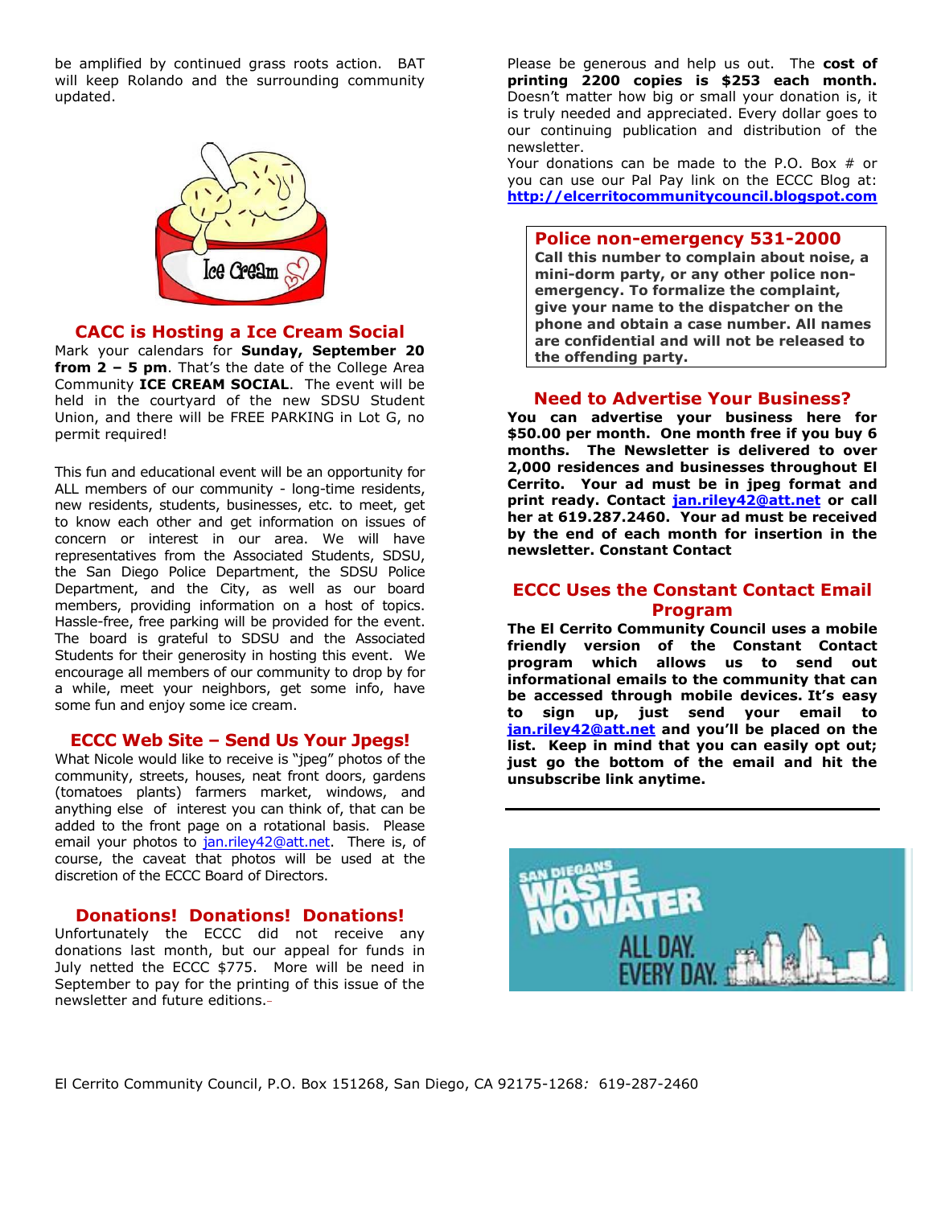be amplified by continued grass roots action. BAT will keep Rolando and the surrounding community updated.

## CACC is Hosting a Ice Cream Social

Mark your calendars for **Sunday, September 20 from 2 – 5 pm**. That's the date of the College Area Community **ICE CREAM SOCIAL**. The event will be held in the courtyard of the new SDSU Student Union, and there will be FREE PARKING in Lot G, no permit required!

This fun and educational event will be an opportunity for ALL members of our community - long-time residents, new residents, students, businesses, etc. to meet, get to know each other and get information on issues of concern or interest in our area. We will have representatives from the Associated Students, SDSU, the San Diego Police Department, the SDSU Police Department, and the City, as well as our board members, providing information on a host of topics. Hassle-free, free parking will be provided for the event. The board is grateful to SDSU and the Associated Students for their generosity in hosting this event. We encourage all members of our community to drop by for a while, meet your neighbors, get some info, have some fun and enjoy some ice cream.

## ECCC Web Site – Send Us Your Jpegs!

What Nicole would like to receive is "jpeg" photos of the community, streets, houses, neat front doors, gardens (tomatoes plants) farmers market, windows, and anything else of interest you can think of, that can be added to the front page on a rotational basis. Please email your photos to jan.riley42@att.net. There is, of course, the caveat that photos will be used at the discretion of the ECCC Board of Directors.

## Donations! Donations! Donations!

Unfortunately the ECCC did not receive any donations last month, but our appeal for funds in July netted the ECCC $775. More will be need in September to pay for the printing of this issue of the newsletter and future editions.

Please be generous and help us out. The **cost of printing 2200 copies is $253 each month.** Doesn't matter how big or small your donation is, it is truly needed and appreciated. Every dollar goes to our continuing publication and distribution of the newsletter.

Your donations can be made to the P.O. Box # or you can use our Pal Pay link on the ECCC Blog at: **http://elcerritocommunitycouncil.blogspot.com**

## Police non-emergency 531-2000

**Call this number to complain about noise, a mini-dorm party, or any other police non-emergency. To formalize the complaint, give your name to the dispatcher on the phone and obtain a case number. All names are confidential and will not be released to the offending party.**

## Need to Advertise Your Business?

**You can advertise your business here for $50.00 per month. One month free if you buy 6 months. The Newsletter is delivered to over 2,000 residences and businesses throughout El Cerrito. Your ad must be in jpeg format and print ready. Contact jan.riley42@att.net or call her at 619.287.2460. Your ad must be received by the end of each month for insertion in the newsletter. Constant Contact**

## ECCC Uses the Constant Contact Email Program

**The El Cerrito Community Council uses a mobile friendly version of the Constant Contact program which allows us to send out informational emails to the community that can be accessed through mobile devices. It's easy to sign up, just send your email to jan.riley42@att.net and you'll be placed on the list. Keep in mind that you can easily opt out; just go the bottom of the email and hit the unsubscribe link anytime.**

---

El Cerrito Community Council, P.O. Box 151268, San Diego, CA 92175-1268*:* 619-287-2460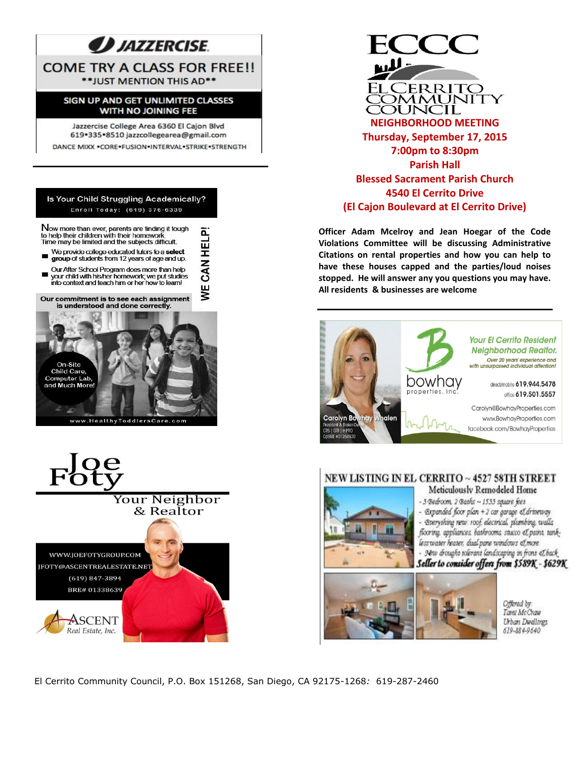## JAZZERCISE

**COME TRY A CLASS FOR FREE!!**

****JUST MENTION THIS AD****

**SIGN UP AND GET UNLIMITED CLASSES WITH NO JOINING FEE**

Jazzercise College Area 6360 El Cajon Blvd
619•335•8510 jazzcollegearea@gmail.com

DANCE MIXX •CORE•FUSION•INTERVAL•STRIKE•STRENGTH

---

**Is Your Child Struggling Academically?**

Enroll Today: (619) 376-6339

Now more than ever, parents are finding it tough to help their children with their homework. Time may be limited and the subjects difficult.

- We provide college-educated tutors to a **select group** of students from 12 years of age and up.
- Our After School Program does more than help your child with his/her homework; we put studies into context and teach him or her how to learn!

**WE CAN HELP!**

**Our commitment is to see each assignment is understood and done correctly.**

On-Site Child Care, Computer Lab, and Much More!

www.HealthyToddlersCare.com

---

## Joe Foty

Your Neighbor & Realtor

WWW.JOEFOTYGROUP.COM
JFOTY@ASCENTREALESTATE.NET
(619) 847-3894
BRE# 01338639

ASCENT Real Estate, Inc.

---

# ECCC

EL CERRITO COMMUNITY COUNCIL

**NEIGHBORHOOD MEETING**
**Thursday, September 17, 2015**
**7:00pm to 8:30pm**
**Parish Hall**
**Blessed Sacrament Parish Church**
**4540 El Cerrito Drive**
**(El Cajon Boulevard at El Cerrito Drive)**

**Officer Adam Mcelroy and Jean Hoegar of the Code Violations Committee will be discussing Administrative Citations on rental properties and how you can help to have these houses capped and the parties/loud noises stopped. He will answer any you questions you may have. All residents & businesses are welcome**

---

bowhay properties, inc.

*Your El Cerrito Resident Neighborhood Realtor.*

*Over 20 years' experience and with unsurpassed individual attention!*

direct/mobile **619.944.5478**
office **619.501.5557**

Carolyn@BowhayProperties.com
www.BowhayProperties.com
facebook.com/BowhayProperties

Carolyn Bowhay Whalen
President & Broker-Owner
CRS | GRI | e-PRO
CalBRE #01264830

---

**NEW LISTING IN EL CERRITO ~ 4527 58TH STREET**

Meticulously Remodeled Home

- 3 Bedroom, 2 Baths ~ 1533 square feet
- Expanded floor plan + 2 car garage & driveway
- Everything new: roof, electrical, plumbing, walls, flooring, appliances, bathrooms, stucco & paint, tankless water heater, dual pane windows & more
- New drought tolerant landscaping in front & back

**Seller to consider offers from $589K - $629K**

Offered by:
Tami McCraw
Urban Dwellings
619-884-9640

---

El Cerrito Community Council, P.O. Box 151268, San Diego, CA 92175-1268*:* 619-287-2460